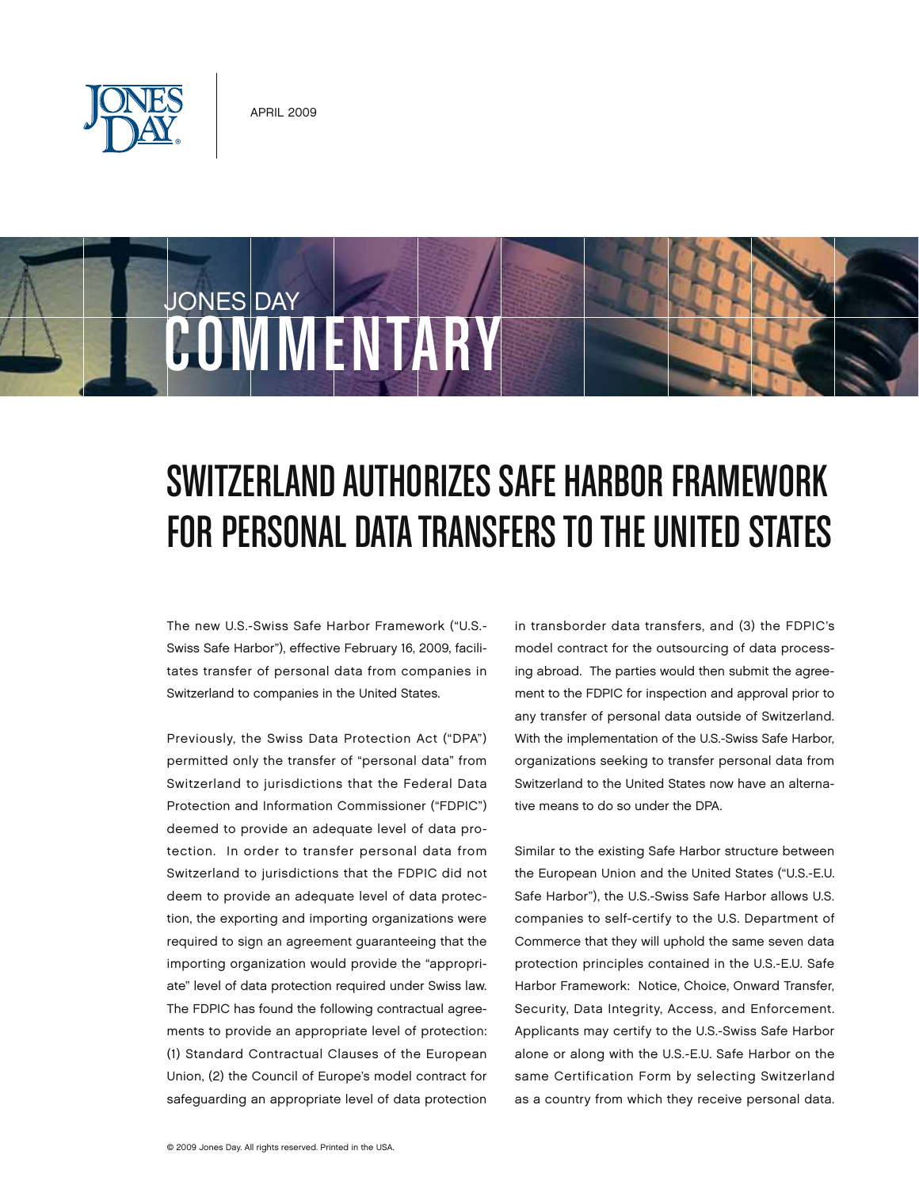APRIL 2009

JONES DAY COMMENTARY

# SWITZERLAND AUTHORIZES SAFE HARBOR FRAMEWORK FOR PERSONAL DATA TRANSFERS TO THE UNITED STATES

The new U.S.-Swiss Safe Harbor Framework ("U.S.-Swiss Safe Harbor"), effective February 16, 2009, facilitates transfer of personal data from companies in Switzerland to companies in the United States.

Previously, the Swiss Data Protection Act ("DPA") permitted only the transfer of "personal data" from Switzerland to jurisdictions that the Federal Data Protection and Information Commissioner ("FDPIC") deemed to provide an adequate level of data protection. In order to transfer personal data from Switzerland to jurisdictions that the FDPIC did not deem to provide an adequate level of data protection, the exporting and importing organizations were required to sign an agreement guaranteeing that the importing organization would provide the "appropriate" level of data protection required under Swiss law. The FDPIC has found the following contractual agreements to provide an appropriate level of protection: (1) Standard Contractual Clauses of the European Union, (2) the Council of Europe's model contract for safeguarding an appropriate level of data protection in transborder data transfers, and (3) the FDPIC's model contract for the outsourcing of data processing abroad. The parties would then submit the agreement to the FDPIC for inspection and approval prior to any transfer of personal data outside of Switzerland. With the implementation of the U.S.-Swiss Safe Harbor, organizations seeking to transfer personal data from Switzerland to the United States now have an alternative means to do so under the DPA.

Similar to the existing Safe Harbor structure between the European Union and the United States ("U.S.-E.U. Safe Harbor"), the U.S.-Swiss Safe Harbor allows U.S. companies to self-certify to the U.S. Department of Commerce that they will uphold the same seven data protection principles contained in the U.S.-E.U. Safe Harbor Framework: Notice, Choice, Onward Transfer, Security, Data Integrity, Access, and Enforcement. Applicants may certify to the U.S.-Swiss Safe Harbor alone or along with the U.S.-E.U. Safe Harbor on the same Certification Form by selecting Switzerland as a country from which they receive personal data.

© 2009 Jones Day. All rights reserved. Printed in the USA.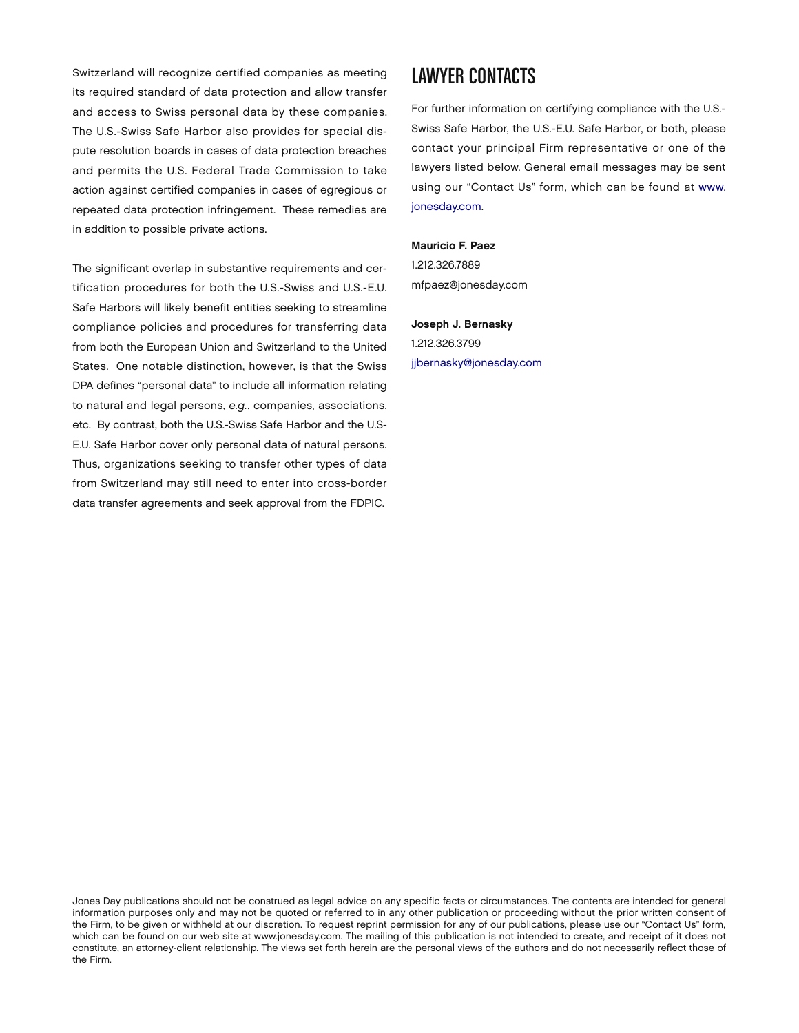Switzerland will recognize certified companies as meeting its required standard of data protection and allow transfer and access to Swiss personal data by these companies. The U.S.-Swiss Safe Harbor also provides for special dispute resolution boards in cases of data protection breaches and permits the U.S. Federal Trade Commission to take action against certified companies in cases of egregious or repeated data protection infringement. These remedies are in addition to possible private actions.

The significant overlap in substantive requirements and certification procedures for both the U.S.-Swiss and U.S.-E.U. Safe Harbors will likely benefit entities seeking to streamline compliance policies and procedures for transferring data from both the European Union and Switzerland to the United States. One notable distinction, however, is that the Swiss DPA defines "personal data" to include all information relating to natural and legal persons, *e.g.*, companies, associations, etc. By contrast, both the U.S.-Swiss Safe Harbor and the U.S-E.U. Safe Harbor cover only personal data of natural persons. Thus, organizations seeking to transfer other types of data from Switzerland may still need to enter into cross-border data transfer agreements and seek approval from the FDPIC.

## LAWYER CONTACTS

For further information on certifying compliance with the U.S.-Swiss Safe Harbor, the U.S.-E.U. Safe Harbor, or both, please contact your principal Firm representative or one of the lawyers listed below. General email messages may be sent using our "Contact Us" form, which can be found at www.jonesday.com.

**Mauricio F. Paez**
1.212.326.7889
mfpaez@jonesday.com

**Joseph J. Bernasky**
1.212.326.3799
jjbernasky@jonesday.com

Jones Day publications should not be construed as legal advice on any specific facts or circumstances. The contents are intended for general information purposes only and may not be quoted or referred to in any other publication or proceeding without the prior written consent of the Firm, to be given or withheld at our discretion. To request reprint permission for any of our publications, please use our "Contact Us" form, which can be found on our web site at www.jonesday.com. The mailing of this publication is not intended to create, and receipt of it does not constitute, an attorney-client relationship. The views set forth herein are the personal views of the authors and do not necessarily reflect those of the Firm.